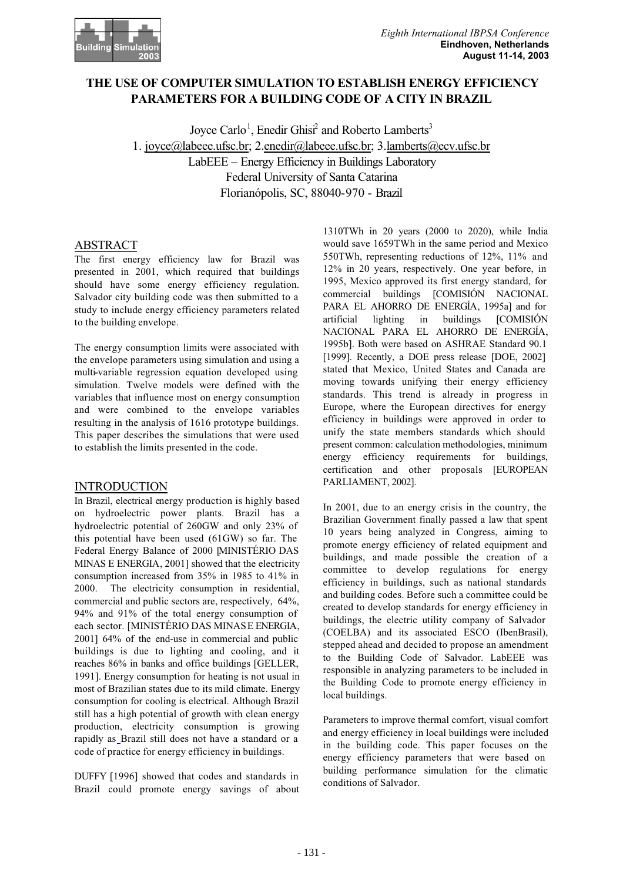# THE USE OF COMPUTER SIMULATION TO ESTABLISH ENERGY EFFICIENCY PARAMETERS FOR A BUILDING CODE OF A CITY IN BRAZIL

Joyce Carlo[1], Enedir Ghisi[2] and Roberto Lamberts[3]

1. joyce@labeee.ufsc.br; 2.enedir@labeee.ufsc.br; 3.lamberts@ecv.ufsc.br

LabEEE – Energy Efficiency in Buildings Laboratory

Federal University of Santa Catarina

Florianópolis, SC, 88040-970 - Brazil

## ABSTRACT

The first energy efficiency law for Brazil was presented in 2001, which required that buildings should have some energy efficiency regulation. Salvador city building code was then submitted to a study to include energy efficiency parameters related to the building envelope.

The energy consumption limits were associated with the envelope parameters using simulation and using a multi-variable regression equation developed using simulation. Twelve models were defined with the variables that influence most on energy consumption and were combined to the envelope variables resulting in the analysis of 1616 prototype buildings. This paper describes the simulations that were used to establish the limits presented in the code.

## INTRODUCTION

In Brazil, electrical energy production is highly based on hydroelectric power plants. Brazil has a hydroelectric potential of 260GW and only 23% of this potential have been used (61GW) so far. The Federal Energy Balance of 2000 [MINISTÉRIO DAS MINAS E ENERGIA, 2001] showed that the electricity consumption increased from 35% in 1985 to 41% in 2000. The electricity consumption in residential, commercial and public sectors are, respectively, 64%, 94% and 91% of the total energy consumption of each sector. [MINISTÉRIO DAS MINAS E ENERGIA, 2001] 64% of the end-use in commercial and public buildings is due to lighting and cooling, and it reaches 86% in banks and office buildings [GELLER, 1991]. Energy consumption for heating is not usual in most of Brazilian states due to its mild climate. Energy consumption for cooling is electrical. Although Brazil still has a high potential of growth with clean energy production, electricity consumption is growing rapidly as Brazil still does not have a standard or a code of practice for energy efficiency in buildings.

DUFFY [1996] showed that codes and standards in Brazil could promote energy savings of about 1310TWh in 20 years (2000 to 2020), while India would save 1659TWh in the same period and Mexico 550TWh, representing reductions of 12%, 11% and 12% in 20 years, respectively. One year before, in 1995, Mexico approved its first energy standard, for commercial buildings [COMISIÓN NACIONAL PARA EL AHORRO DE ENERGÍA, 1995a] and for artificial lighting in buildings [COMISIÓN NACIONAL PARA EL AHORRO DE ENERGÍA, 1995b]. Both were based on ASHRAE Standard 90.1 [1999]. Recently, a DOE press release [DOE, 2002] stated that Mexico, United States and Canada are moving towards unifying their energy efficiency standards. This trend is already in progress in Europe, where the European directives for energy efficiency in buildings were approved in order to unify the state members standards which should present common: calculation methodologies, minimum energy efficiency requirements for buildings, certification and other proposals [EUROPEAN PARLIAMENT, 2002].

In 2001, due to an energy crisis in the country, the Brazilian Government finally passed a law that spent 10 years being analyzed in Congress, aiming to promote energy efficiency of related equipment and buildings, and made possible the creation of a committee to develop regulations for energy efficiency in buildings, such as national standards and building codes. Before such a committee could be created to develop standards for energy efficiency in buildings, the electric utility company of Salvador (COELBA) and its associated ESCO (IbenBrasil), stepped ahead and decided to propose an amendment to the Building Code of Salvador. LabEEE was responsible in analyzing parameters to be included in the Building Code to promote energy efficiency in local buildings.

Parameters to improve thermal comfort, visual comfort and energy efficiency in local buildings were included in the building code. This paper focuses on the energy efficiency parameters that were based on building performance simulation for the climatic conditions of Salvador.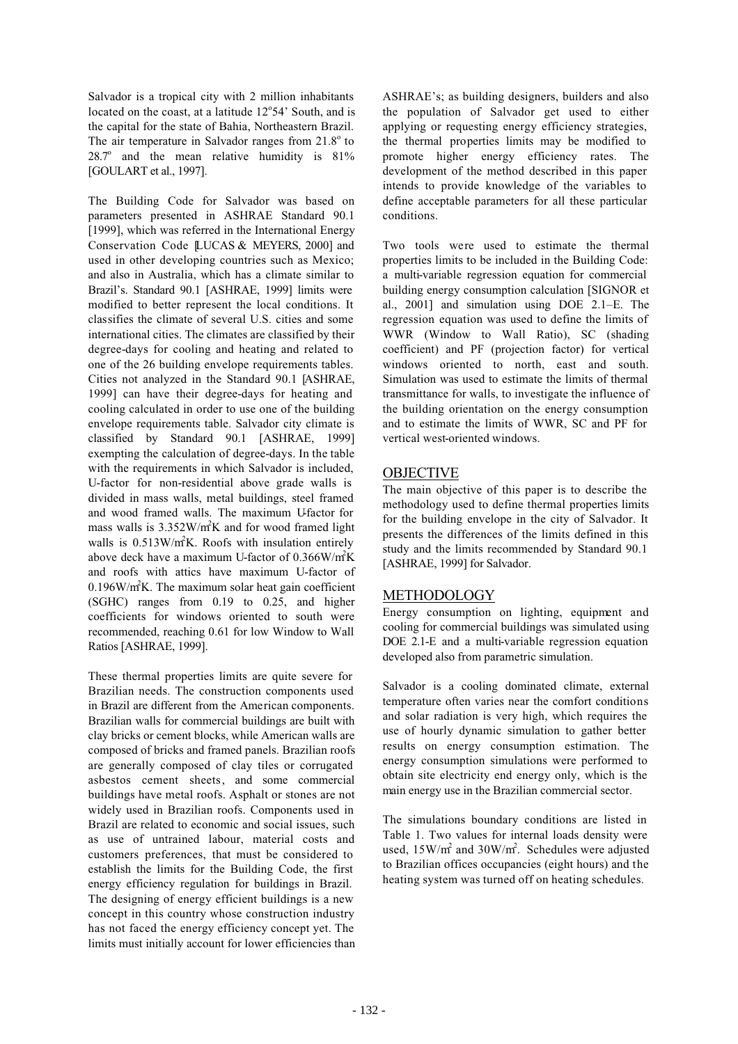Salvador is a tropical city with 2 million inhabitants located on the coast, at a latitude 12°54' South, and is the capital for the state of Bahia, Northeastern Brazil. The air temperature in Salvador ranges from 21.8° to 28.7° and the mean relative humidity is 81% [GOULART et al., 1997].

The Building Code for Salvador was based on parameters presented in ASHRAE Standard 90.1 [1999], which was referred in the International Energy Conservation Code [LUCAS & MEYERS, 2000] and used in other developing countries such as Mexico; and also in Australia, which has a climate similar to Brazil's. Standard 90.1 [ASHRAE, 1999] limits were modified to better represent the local conditions. It classifies the climate of several U.S. cities and some international cities. The climates are classified by their degree-days for cooling and heating and related to one of the 26 building envelope requirements tables. Cities not analyzed in the Standard 90.1 [ASHRAE, 1999] can have their degree-days for heating and cooling calculated in order to use one of the building envelope requirements table. Salvador city climate is classified by Standard 90.1 [ASHRAE, 1999] exempting the calculation of degree-days. In the table with the requirements in which Salvador is included, U-factor for non-residential above grade walls is divided in mass walls, metal buildings, steel framed and wood framed walls. The maximum U-factor for mass walls is $3.352W/m^2K$ and for wood framed light walls is $0.513W/m^2K$. Roofs with insulation entirely above deck have a maximum U-factor of $0.366W/m^2K$ and roofs with attics have maximum U-factor of $0.196W/m^2K$. The maximum solar heat gain coefficient (SGHC) ranges from 0.19 to 0.25, and higher coefficients for windows oriented to south were recommended, reaching 0.61 for low Window to Wall Ratios [ASHRAE, 1999].

These thermal properties limits are quite severe for Brazilian needs. The construction components used in Brazil are different from the American components. Brazilian walls for commercial buildings are built with clay bricks or cement blocks, while American walls are composed of bricks and framed panels. Brazilian roofs are generally composed of clay tiles or corrugated asbestos cement sheets, and some commercial buildings have metal roofs. Asphalt or stones are not widely used in Brazilian roofs. Components used in Brazil are related to economic and social issues, such as use of untrained labour, material costs and customers preferences, that must be considered to establish the limits for the Building Code, the first energy efficiency regulation for buildings in Brazil. The designing of energy efficient buildings is a new concept in this country whose construction industry has not faced the energy efficiency concept yet. The limits must initially account for lower efficiencies than ASHRAE's; as building designers, builders and also the population of Salvador get used to either applying or requesting energy efficiency strategies, the thermal properties limits may be modified to promote higher energy efficiency rates. The development of the method described in this paper intends to provide knowledge of the variables to define acceptable parameters for all these particular conditions.

Two tools were used to estimate the thermal properties limits to be included in the Building Code: a multi-variable regression equation for commercial building energy consumption calculation [SIGNOR et al., 2001] and simulation using DOE 2.1–E. The regression equation was used to define the limits of WWR (Window to Wall Ratio), SC (shading coefficient) and PF (projection factor) for vertical windows oriented to north, east and south. Simulation was used to estimate the limits of thermal transmittance for walls, to investigate the influence of the building orientation on the energy consumption and to estimate the limits of WWR, SC and PF for vertical west-oriented windows.

## OBJECTIVE

The main objective of this paper is to describe the methodology used to define thermal properties limits for the building envelope in the city of Salvador. It presents the differences of the limits defined in this study and the limits recommended by Standard 90.1 [ASHRAE, 1999] for Salvador.

## METHODOLOGY

Energy consumption on lighting, equipment and cooling for commercial buildings was simulated using DOE 2.1-E and a multi-variable regression equation developed also from parametric simulation.

Salvador is a cooling dominated climate, external temperature often varies near the comfort conditions and solar radiation is very high, which requires the use of hourly dynamic simulation to gather better results on energy consumption estimation. The energy consumption simulations were performed to obtain site electricity end energy only, which is the main energy use in the Brazilian commercial sector.

The simulations boundary conditions are listed in Table 1. Two values for internal loads density were used, $15W/m^2$ and $30W/m^2$. Schedules were adjusted to Brazilian offices occupancies (eight hours) and the heating system was turned off on heating schedules.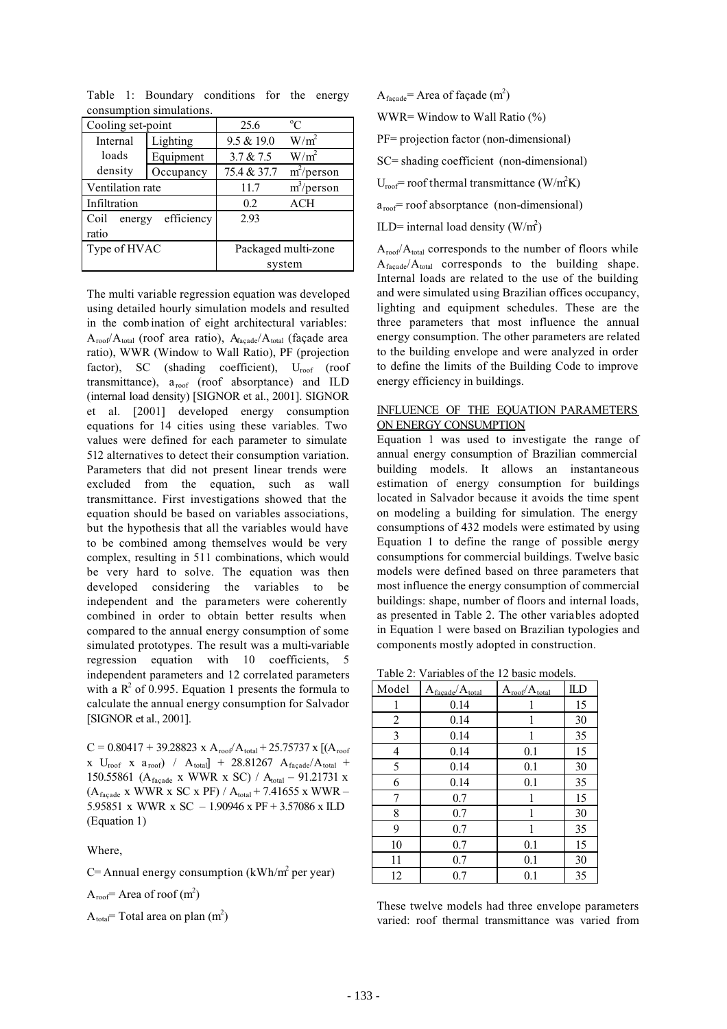Table 1: Boundary conditions for the energy consumption simulations.

| Cooling set-point | | 25.6 | °C |
|---|---|---|---|
| Internal loads density | Lighting | 9.5 & 19.0 | $W/m^2$ |
| | Equipment | 3.7 & 7.5 | $W/m^2$ |
| | Occupancy | 75.4 & 37.7 | $m^2$/person |
| Ventilation rate | | 11.7 | $m^3$/person |
| Infiltration | | 0.2 | ACH |
| Coil energy efficiency ratio | | 2.93 | |
| Type of HVAC | | Packaged multi-zone system | |

The multi variable regression equation was developed using detailed hourly simulation models and resulted in the combination of eight architectural variables: $A_{roof}/A_{total}$ (roof area ratio), $A_{façade}/A_{total}$ (façade area ratio), WWR (Window to Wall Ratio), PF (projection factor), SC (shading coefficient), $U_{roof}$ (roof transmittance), $a_{roof}$ (roof absorptance) and ILD (internal load density) [SIGNOR et al., 2001]. SIGNOR et al. [2001] developed energy consumption equations for 14 cities using these variables. Two values were defined for each parameter to simulate 512 alternatives to detect their consumption variation. Parameters that did not present linear trends were excluded from the equation, such as wall transmittance. First investigations showed that the equation should be based on variables associations, but the hypothesis that all the variables would have to be combined among themselves would be very complex, resulting in 511 combinations, which would be very hard to solve. The equation was then developed considering the variables to be independent and the parameters were coherently combined in order to obtain better results when compared to the annual energy consumption of some simulated prototypes. The result was a multi-variable regression equation with 10 coefficients, 5 independent parameters and 12 correlated parameters with a $R^2$ of 0.995. Equation 1 presents the formula to calculate the annual energy consumption for Salvador [SIGNOR et al., 2001].

$$C = 0.80417 + 39.28823 \times A_{roof}/A_{total} + 25.75737 \times [(A_{roof} \times U_{roof} \times a_{roof}) / A_{total}] + 28.81267\ A_{façade}/A_{total} + 150.55861\ (A_{façade} \times WWR \times SC) / A_{total} - 91.21731 \times (A_{façade} \times WWR \times SC \times PF) / A_{total} + 7.41655 \times WWR - 5.95851 \times WWR \times SC - 1.90946 \times PF + 3.57086 \times ILD$$

(Equation 1)

Where,

C= Annual energy consumption ($kWh/m^2$ per year)

$A_{roof}$= Area of roof ($m^2$)

$A_{total}$= Total area on plan ($m^2$)

$A_{façade}$= Area of façade ($m^2$)

WWR= Window to Wall Ratio (%)

PF= projection factor (non-dimensional)

SC= shading coefficient (non-dimensional)

$U_{roof}$= roof thermal transmittance ($W/m^2K$)

$a_{roof}$= roof absorptance (non-dimensional)

ILD= internal load density ($W/m^2$)

$A_{roof}/A_{total}$ corresponds to the number of floors while $A_{façade}/A_{total}$ corresponds to the building shape. Internal loads are related to the use of the building and were simulated using Brazilian offices occupancy, lighting and equipment schedules. These are the three parameters that most influence the annual energy consumption. The other parameters are related to the building envelope and were analyzed in order to define the limits of the Building Code to improve energy efficiency in buildings.

## INFLUENCE OF THE EQUATION PARAMETERS ON ENERGY CONSUMPTION

Equation 1 was used to investigate the range of annual energy consumption of Brazilian commercial building models. It allows an instantaneous estimation of energy consumption for buildings located in Salvador because it avoids the time spent on modeling a building for simulation. The energy consumptions of 432 models were estimated by using Equation 1 to define the range of possible energy consumptions for commercial buildings. Twelve basic models were defined based on three parameters that most influence the energy consumption of commercial buildings: shape, number of floors and internal loads, as presented in Table 2. The other variables adopted in Equation 1 were based on Brazilian typologies and components mostly adopted in construction.

Table 2: Variables of the 12 basic models.

| Model | $A_{façade}/A_{total}$ | $A_{roof}/A_{total}$ | ILD |
|---|---|---|---|
| 1 | 0.14 | 1 | 15 |
| 2 | 0.14 | 1 | 30 |
| 3 | 0.14 | 1 | 35 |
| 4 | 0.14 | 0.1 | 15 |
| 5 | 0.14 | 0.1 | 30 |
| 6 | 0.14 | 0.1 | 35 |
| 7 | 0.7 | 1 | 15 |
| 8 | 0.7 | 1 | 30 |
| 9 | 0.7 | 1 | 35 |
| 10 | 0.7 | 0.1 | 15 |
| 11 | 0.7 | 0.1 | 30 |
| 12 | 0.7 | 0.1 | 35 |

These twelve models had three envelope parameters varied: roof thermal transmittance was varied from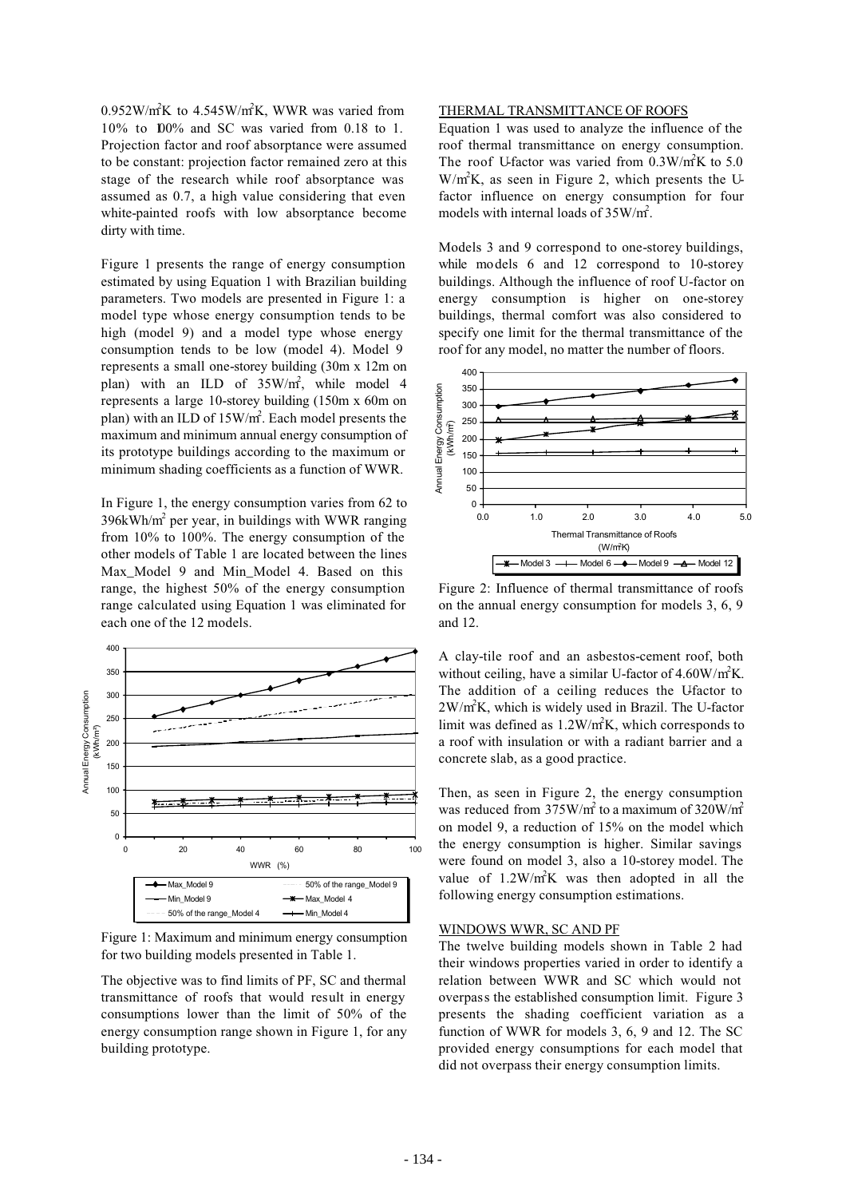$0.952W/m^2K$ to $4.545W/m^2K$, WWR was varied from 10% to 100% and SC was varied from 0.18 to 1. Projection factor and roof absorptance were assumed to be constant: projection factor remained zero at this stage of the research while roof absorptance was assumed as 0.7, a high value considering that even white-painted roofs with low absorptance become dirty with time.

Figure 1 presents the range of energy consumption estimated by using Equation 1 with Brazilian building parameters. Two models are presented in Figure 1: a model type whose energy consumption tends to be high (model 9) and a model type whose energy consumption tends to be low (model 4). Model 9 represents a small one-storey building (30m x 12m on plan) with an ILD of $35W/m^2$, while model 4 represents a large 10-storey building (150m x 60m on plan) with an ILD of $15W/m^2$. Each model presents the maximum and minimum annual energy consumption of its prototype buildings according to the maximum or minimum shading coefficients as a function of WWR.

In Figure 1, the energy consumption varies from 62 to $396kWh/m^2$ per year, in buildings with WWR ranging from 10% to 100%. The energy consumption of the other models of Table 1 are located between the lines Max_Model 9 and Min_Model 4. Based on this range, the highest 50% of the energy consumption range calculated using Equation 1 was eliminated for each one of the 12 models.

Figure 1: Maximum and minimum energy consumption for two building models presented in Table 1.

The objective was to find limits of PF, SC and thermal transmittance of roofs that would result in energy consumptions lower than the limit of 50% of the energy consumption range shown in Figure 1, for any building prototype.

## THERMAL TRANSMITTANCE OF ROOFS

Equation 1 was used to analyze the influence of the roof thermal transmittance on energy consumption. The roof U-factor was varied from $0.3W/m^2K$ to 5.0 $W/m^2K$, as seen in Figure 2, which presents the U-factor influence on energy consumption for four models with internal loads of $35W/m^2$.

Models 3 and 9 correspond to one-storey buildings, while models 6 and 12 correspond to 10-storey buildings. Although the influence of roof U-factor on energy consumption is higher on one-storey buildings, thermal comfort was also considered to specify one limit for the thermal transmittance of the roof for any model, no matter the number of floors.

Figure 2: Influence of thermal transmittance of roofs on the annual energy consumption for models 3, 6, 9 and 12.

A clay-tile roof and an asbestos-cement roof, both without ceiling, have a similar U-factor of $4.60W/m^2K$. The addition of a ceiling reduces the U-factor to $2W/m^2K$, which is widely used in Brazil. The U-factor limit was defined as $1.2W/m^2K$, which corresponds to a roof with insulation or with a radiant barrier and a concrete slab, as a good practice.

Then, as seen in Figure 2, the energy consumption was reduced from $375W/m^2$ to a maximum of $320W/m^2$ on model 9, a reduction of 15% on the model which the energy consumption is higher. Similar savings were found on model 3, also a 10-storey model. The value of $1.2W/m^2K$ was then adopted in all the following energy consumption estimations.

## WINDOWS WWR, SC AND PF

The twelve building models shown in Table 2 had their windows properties varied in order to identify a relation between WWR and SC which would not overpass the established consumption limit. Figure 3 presents the shading coefficient variation as a function of WWR for models 3, 6, 9 and 12. The SC provided energy consumptions for each model that did not overpass their energy consumption limits.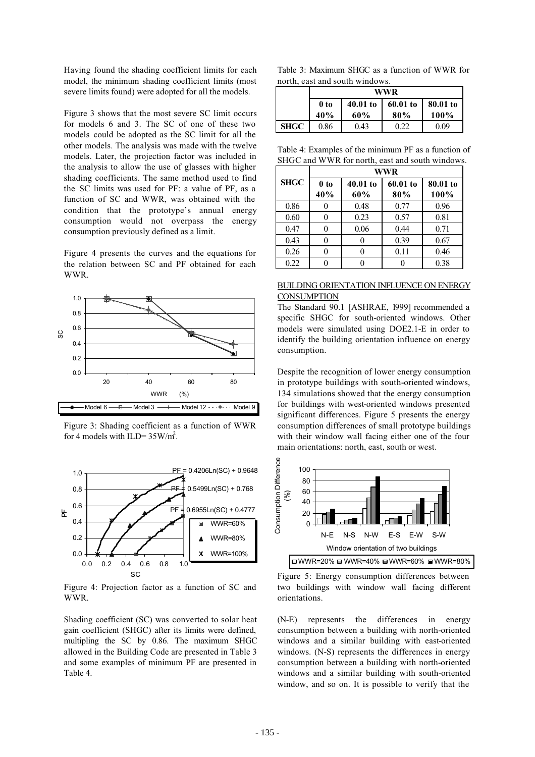Having found the shading coefficient limits for each model, the minimum shading coefficient limits (most severe limits found) were adopted for all the models.

Figure 3 shows that the most severe SC limit occurs for models 6 and 3. The SC of one of these two models could be adopted as the SC limit for all the other models. The analysis was made with the twelve models. Later, the projection factor was included in the analysis to allow the use of glasses with higher shading coefficients. The same method used to find the SC limits was used for PF: a value of PF, as a function of SC and WWR, was obtained with the condition that the prototype's annual energy consumption would not overpass the energy consumption previously defined as a limit.

Figure 4 presents the curves and the equations for the relation between SC and PF obtained for each WWR.

Figure 3: Shading coefficient as a function of WWR for 4 models with ILD= 35W/m².

Figure 4: Projection factor as a function of SC and WWR.

Shading coefficient (SC) was converted to solar heat gain coefficient (SHGC) after its limits were defined, multipling the SC by 0.86. The maximum SHGC allowed in the Building Code are presented in Table 3 and some examples of minimum PF are presented in Table 4.

Table 3: Maximum SHGC as a function of WWR for north, east and south windows.

| | WWR | | | |
|---|---|---|---|---|
| | 0 to 40% | 40.01 to 60% | 60.01 to 80% | 80.01 to 100% |
| **SHGC** | 0.86 | 0.43 | 0.22 | 0.09 |

Table 4: Examples of the minimum PF as a function of SHGC and WWR for north, east and south windows.

| **SHGC** | WWR | | | |
|---|---|---|---|---|
| | 0 to 40% | 40.01 to 60% | 60.01 to 80% | 80.01 to 100% |
| 0.86 | 0 | 0.48 | 0.77 | 0.96 |
| 0.60 | 0 | 0.23 | 0.57 | 0.81 |
| 0.47 | 0 | 0.06 | 0.44 | 0.71 |
| 0.43 | 0 | 0 | 0.39 | 0.67 |
| 0.26 | 0 | 0 | 0.11 | 0.46 |
| 0.22 | 0 | 0 | 0 | 0.38 |

## BUILDING ORIENTATION INFLUENCE ON ENERGY CONSUMPTION

The Standard 90.1 [ASHRAE, 1999] recommended a specific SHGC for south-oriented windows. Other models were simulated using DOE2.1-E in order to identify the building orientation influence on energy consumption.

Despite the recognition of lower energy consumption in prototype buildings with south-oriented windows, 134 simulations showed that the energy consumption for buildings with west-oriented windows presented significant differences. Figure 5 presents the energy consumption differences of small prototype buildings with their window wall facing either one of the four main orientations: north, east, south or west.

Figure 5: Energy consumption differences between two buildings with window wall facing different orientations.

(N-E) represents the differences in energy consumption between a building with north-oriented windows and a similar building with east-oriented windows. (N-S) represents the differences in energy consumption between a building with north-oriented windows and a similar building with south-oriented window, and so on. It is possible to verify that the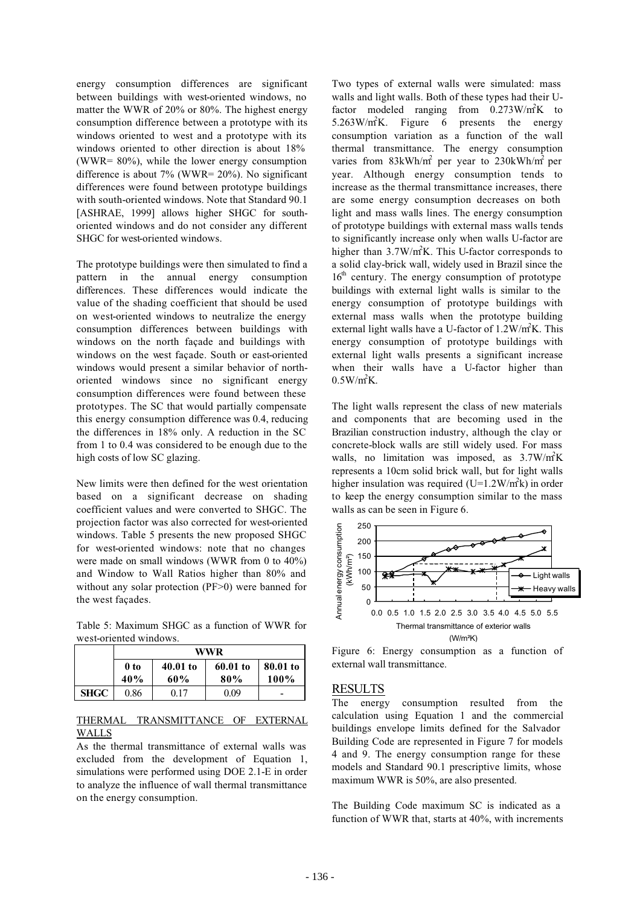energy consumption differences are significant between buildings with west-oriented windows, no matter the WWR of 20% or 80%. The highest energy consumption difference between a prototype with its windows oriented to west and a prototype with its windows oriented to other direction is about 18% (WWR= 80%), while the lower energy consumption difference is about 7% (WWR= 20%). No significant differences were found between prototype buildings with south-oriented windows. Note that Standard 90.1 [ASHRAE, 1999] allows higher SHGC for south-oriented windows and do not consider any different SHGC for west-oriented windows.

The prototype buildings were then simulated to find a pattern in the annual energy consumption differences. These differences would indicate the value of the shading coefficient that should be used on west-oriented windows to neutralize the energy consumption differences between buildings with windows on the north façade and buildings with windows on the west façade. South or east-oriented windows would present a similar behavior of north-oriented windows since no significant energy consumption differences were found between these prototypes. The SC that would partially compensate this energy consumption difference was 0.4, reducing the differences in 18% only. A reduction in the SC from 1 to 0.4 was considered to be enough due to the high costs of low SC glazing.

New limits were then defined for the west orientation based on a significant decrease on shading coefficient values and were converted to SHGC. The projection factor was also corrected for west-oriented windows. Table 5 presents the new proposed SHGC for west-oriented windows: note that no changes were made on small windows (WWR from 0 to 40%) and Window to Wall Ratios higher than 80% and without any solar protection (PF>0) were banned for the west façades.

Table 5: Maximum SHGC as a function of WWR for west-oriented windows.

| | WWR | | | |
|---|---|---|---|---|
| | 0 to 40% | 40.01 to 60% | 60.01 to 80% | 80.01 to 100% |
| **SHGC** | 0.86 | 0.17 | 0.09 | - |

## THERMAL TRANSMITTANCE OF EXTERNAL WALLS

As the thermal transmittance of external walls was excluded from the development of Equation 1, simulations were performed using DOE 2.1-E in order to analyze the influence of wall thermal transmittance on the energy consumption.

Two types of external walls were simulated: mass walls and light walls. Both of these types had their U-factor modeled ranging from $0.273W/m^2K$ to $5.263W/m^2K$. Figure 6 presents the energy consumption variation as a function of the wall thermal transmittance. The energy consumption varies from $83kWh/m^2$ per year to $230kWh/m^2$ per year. Although energy consumption tends to increase as the thermal transmittance increases, there are some energy consumption decreases on both light and mass walls lines. The energy consumption of prototype buildings with external mass walls tends to significantly increase only when walls U-factor are higher than $3.7W/m^2K$. This U-factor corresponds to a solid clay-brick wall, widely used in Brazil since the 16[th] century. The energy consumption of prototype buildings with external light walls is similar to the energy consumption of prototype buildings with external mass walls when the prototype building external light walls have a U-factor of $1.2W/m^2K$. This energy consumption of prototype buildings with external light walls presents a significant increase when their walls have a U-factor higher than $0.5W/m^2K$.

The light walls represent the class of new materials and components that are becoming used in the Brazilian construction industry, although the clay or concrete-block walls are still widely used. For mass walls, no limitation was imposed, as $3.7W/m^2K$ represents a 10cm solid brick wall, but for light walls higher insulation was required ($U=1.2W/m^2k$) in order to keep the energy consumption similar to the mass walls as can be seen in Figure 6.

Figure 6: Energy consumption as a function of external wall transmittance.

## RESULTS

The energy consumption resulted from the calculation using Equation 1 and the commercial buildings envelope limits defined for the Salvador Building Code are represented in Figure 7 for models 4 and 9. The energy consumption range for these models and Standard 90.1 prescriptive limits, whose maximum WWR is 50%, are also presented.

The Building Code maximum SC is indicated as a function of WWR that, starts at 40%, with increments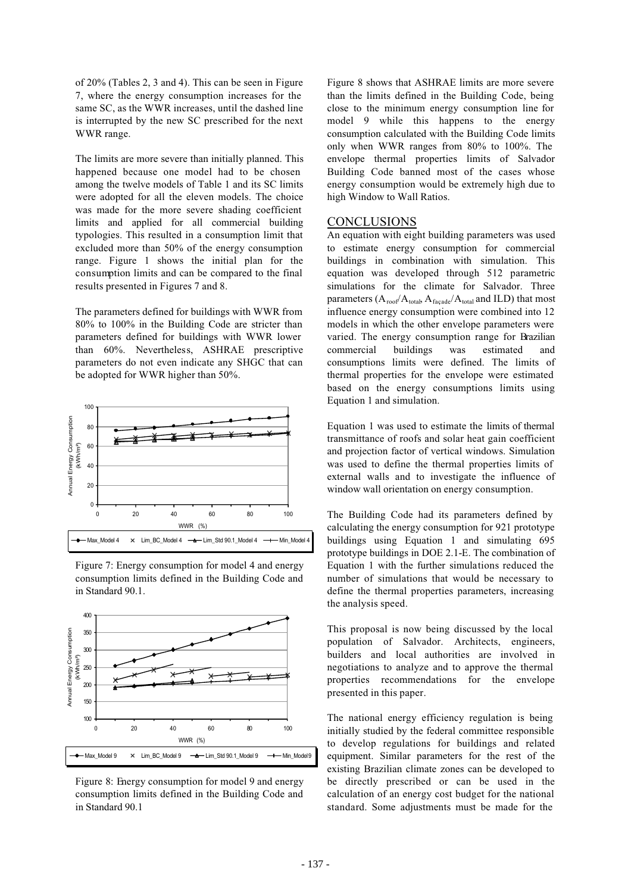of 20% (Tables 2, 3 and 4). This can be seen in Figure 7, where the energy consumption increases for the same SC, as the WWR increases, until the dashed line is interrupted by the new SC prescribed for the next WWR range.

The limits are more severe than initially planned. This happened because one model had to be chosen among the twelve models of Table 1 and its SC limits were adopted for all the eleven models. The choice was made for the more severe shading coefficient limits and applied for all commercial building typologies. This resulted in a consumption limit that excluded more than 50% of the energy consumption range. Figure 1 shows the initial plan for the consumption limits and can be compared to the final results presented in Figures 7 and 8.

The parameters defined for buildings with WWR from 80% to 100% in the Building Code are stricter than parameters defined for buildings with WWR lower than 60%. Nevertheless, ASHRAE prescriptive parameters do not even indicate any SHGC that can be adopted for WWR higher than 50%.

Figure 7: Energy consumption for model 4 and energy consumption limits defined in the Building Code and in Standard 90.1.

Figure 8: Energy consumption for model 9 and energy consumption limits defined in the Building Code and in Standard 90.1

Figure 8 shows that ASHRAE limits are more severe than the limits defined in the Building Code, being close to the minimum energy consumption line for model 9 while this happens to the energy consumption calculated with the Building Code limits only when WWR ranges from 80% to 100%. The envelope thermal properties limits of Salvador Building Code banned most of the cases whose energy consumption would be extremely high due to high Window to Wall Ratios.

## CONCLUSIONS

An equation with eight building parameters was used to estimate energy consumption for commercial buildings in combination with simulation. This equation was developed through 512 parametric simulations for the climate for Salvador. Three parameters ($A_{roof}/A_{total}$, $A_{façade}/A_{total}$ and ILD) that most influence energy consumption were combined into 12 models in which the other envelope parameters were varied. The energy consumption range for Brazilian commercial buildings was estimated and consumptions limits were defined. The limits of thermal properties for the envelope were estimated based on the energy consumptions limits using Equation 1 and simulation.

Equation 1 was used to estimate the limits of thermal transmittance of roofs and solar heat gain coefficient and projection factor of vertical windows. Simulation was used to define the thermal properties limits of external walls and to investigate the influence of window wall orientation on energy consumption.

The Building Code had its parameters defined by calculating the energy consumption for 921 prototype buildings using Equation 1 and simulating 695 prototype buildings in DOE 2.1-E. The combination of Equation 1 with the further simulations reduced the number of simulations that would be necessary to define the thermal properties parameters, increasing the analysis speed.

This proposal is now being discussed by the local population of Salvador. Architects, engineers, builders and local authorities are involved in negotiations to analyze and to approve the thermal properties recommendations for the envelope presented in this paper.

The national energy efficiency regulation is being initially studied by the federal committee responsible to develop regulations for buildings and related equipment. Similar parameters for the rest of the existing Brazilian climate zones can be developed to be directly prescribed or can be used in the calculation of an energy cost budget for the national standard. Some adjustments must be made for the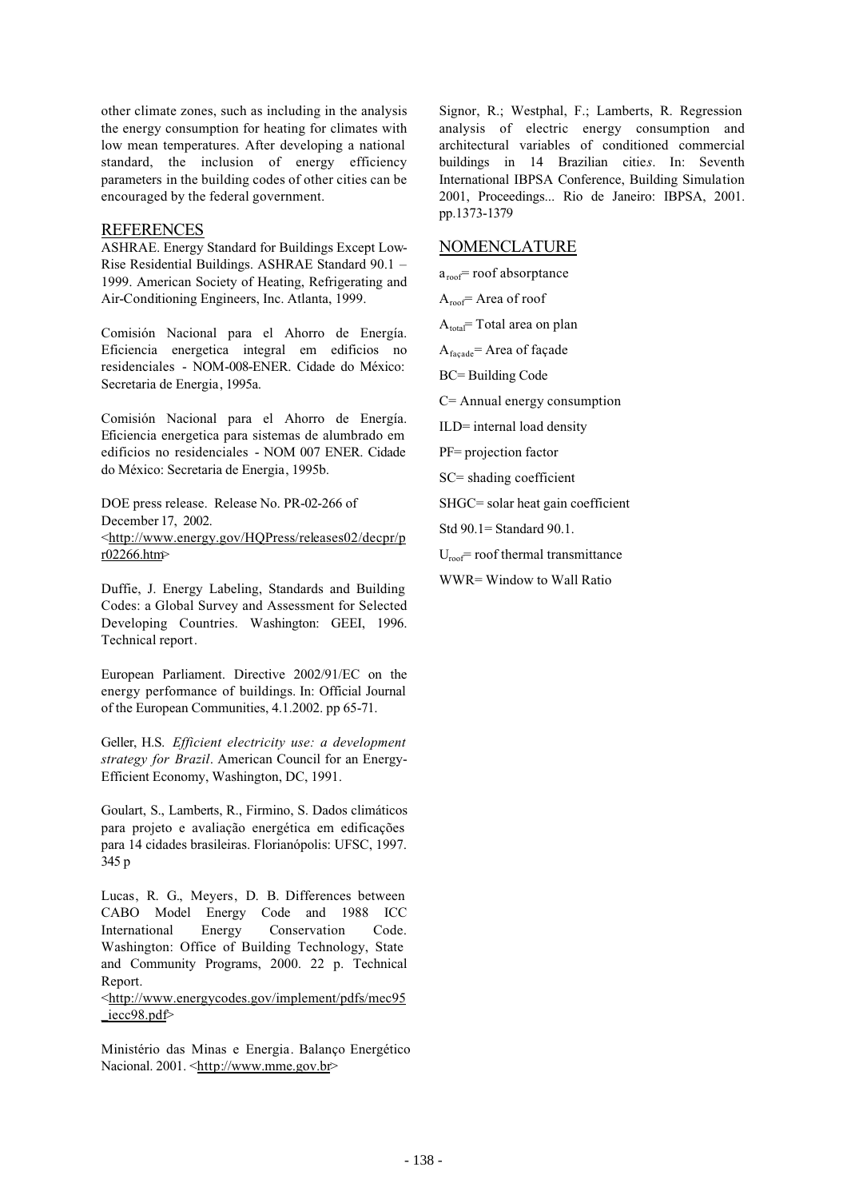other climate zones, such as including in the analysis the energy consumption for heating for climates with low mean temperatures. After developing a national standard, the inclusion of energy efficiency parameters in the building codes of other cities can be encouraged by the federal government.

## REFERENCES

ASHRAE. Energy Standard for Buildings Except Low-Rise Residential Buildings. ASHRAE Standard 90.1 – 1999. American Society of Heating, Refrigerating and Air-Conditioning Engineers, Inc. Atlanta, 1999.

Comisión Nacional para el Ahorro de Energía. Eficiencia energetica integral em edificios no residenciales - NOM-008-ENER. Cidade do México: Secretaria de Energia, 1995a.

Comisión Nacional para el Ahorro de Energía. Eficiencia energetica para sistemas de alumbrado em edificios no residenciales - NOM 007 ENER. Cidade do México: Secretaria de Energia, 1995b.

DOE press release. Release No. PR-02-266 of December 17, 2002. <http://www.energy.gov/HQPress/releases02/decpr/pr02266.htm>

Duffie, J. Energy Labeling, Standards and Building Codes: a Global Survey and Assessment for Selected Developing Countries. Washington: GEEI, 1996. Technical report.

European Parliament. Directive 2002/91/EC on the energy performance of buildings. In: Official Journal of the European Communities, 4.1.2002. pp 65-71.

Geller, H.S. *Efficient electricity use: a development strategy for Brazil*. American Council for an Energy-Efficient Economy, Washington, DC, 1991.

Goulart, S., Lamberts, R., Firmino, S. Dados climáticos para projeto e avaliação energética em edificações para 14 cidades brasileiras. Florianópolis: UFSC, 1997. 345 p

Lucas, R. G., Meyers, D. B. Differences between CABO Model Energy Code and 1988 ICC International Energy Conservation Code. Washington: Office of Building Technology, State and Community Programs, 2000. 22 p. Technical Report. <http://www.energycodes.gov/implement/pdfs/mec95_iecc98.pdf>

Ministério das Minas e Energia. Balanço Energético Nacional. 2001. <http://www.mme.gov.br>

Signor, R.; Westphal, F.; Lamberts, R. Regression analysis of electric energy consumption and architectural variables of conditioned commercial buildings in 14 Brazilian cities. In: Seventh International IBPSA Conference, Building Simulation 2001, Proceedings... Rio de Janeiro: IBPSA, 2001. pp.1373-1379

## NOMENCLATURE

$a_{roof}$= roof absorptance

$A_{roof}$= Area of roof

$A_{total}$= Total area on plan

$A_{façade}$= Area of façade

BC= Building Code

C= Annual energy consumption

ILD= internal load density

PF= projection factor

SC= shading coefficient

SHGC= solar heat gain coefficient

Std 90.1= Standard 90.1.

$U_{roof}$= roof thermal transmittance

WWR= Window to Wall Ratio